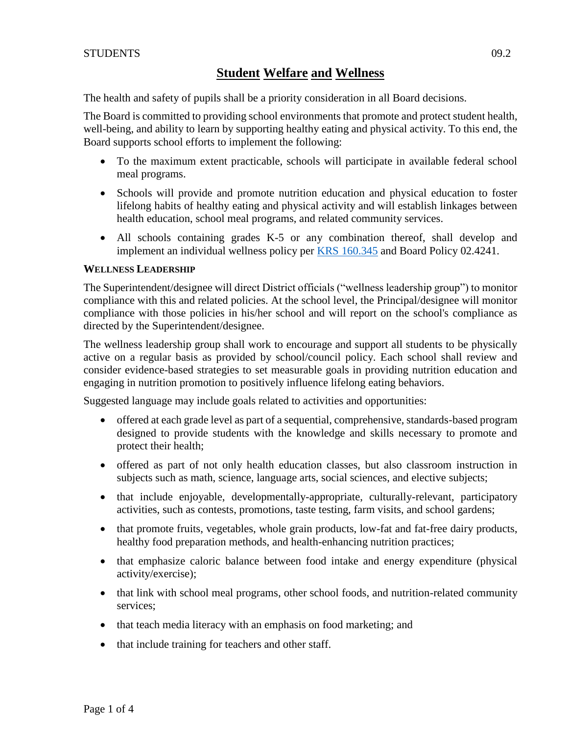STUDENTS 09.2

# Student Welfare and Wellness

The health and safety of pupils shall be a priority consideration in all Board decisions.

The Board is committed to providing school environments that promote and protect student health, well-being, and ability to learn by supporting healthy eating and physical activity. To this end, the Board supports school efforts to implement the following:

- To the maximum extent practicable, schools will participate in available federal school meal programs.
- Schools will provide and promote nutrition education and physical education to foster lifelong habits of healthy eating and physical activity and will establish linkages between health education, school meal programs, and related community services.
- All schools containing grades K-5 or any combination thereof, shall develop and implement an individual wellness policy per KRS 160.345 and Board Policy 02.4241.

**WELLNESS LEADERSHIP**

The Superintendent/designee will direct District officials ("wellness leadership group") to monitor compliance with this and related policies. At the school level, the Principal/designee will monitor compliance with those policies in his/her school and will report on the school's compliance as directed by the Superintendent/designee.

The wellness leadership group shall work to encourage and support all students to be physically active on a regular basis as provided by school/council policy. Each school shall review and consider evidence-based strategies to set measurable goals in providing nutrition education and engaging in nutrition promotion to positively influence lifelong eating behaviors.

Suggested language may include goals related to activities and opportunities:

- offered at each grade level as part of a sequential, comprehensive, standards-based program designed to provide students with the knowledge and skills necessary to promote and protect their health;
- offered as part of not only health education classes, but also classroom instruction in subjects such as math, science, language arts, social sciences, and elective subjects;
- that include enjoyable, developmentally-appropriate, culturally-relevant, participatory activities, such as contests, promotions, taste testing, farm visits, and school gardens;
- that promote fruits, vegetables, whole grain products, low-fat and fat-free dairy products, healthy food preparation methods, and health-enhancing nutrition practices;
- that emphasize caloric balance between food intake and energy expenditure (physical activity/exercise);
- that link with school meal programs, other school foods, and nutrition-related community services;
- that teach media literacy with an emphasis on food marketing; and
- that include training for teachers and other staff.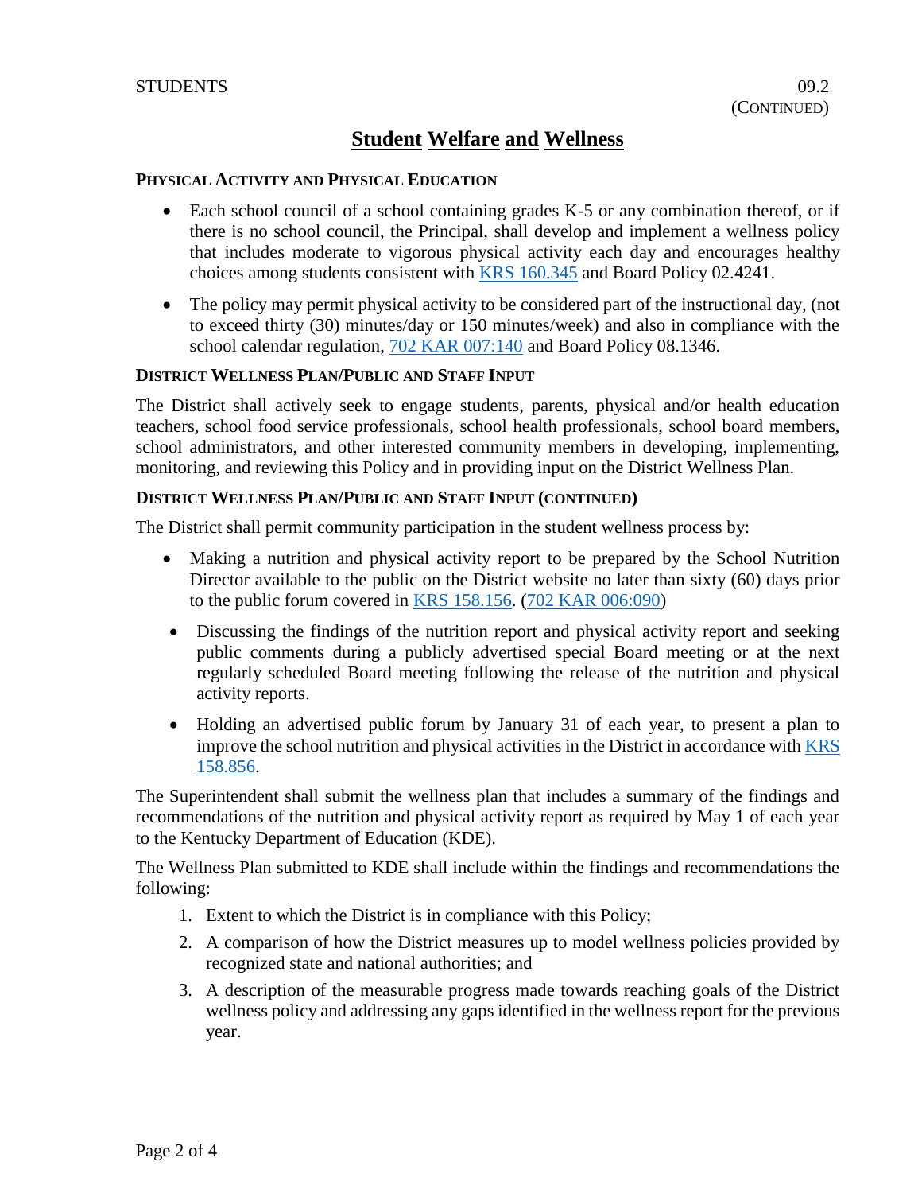# Student Welfare and Wellness

### PHYSICAL ACTIVITY AND PHYSICAL EDUCATION

- Each school council of a school containing grades K-5 or any combination thereof, or if there is no school council, the Principal, shall develop and implement a wellness policy that includes moderate to vigorous physical activity each day and encourages healthy choices among students consistent with KRS 160.345 and Board Policy 02.4241.
- The policy may permit physical activity to be considered part of the instructional day, (not to exceed thirty (30) minutes/day or 150 minutes/week) and also in compliance with the school calendar regulation, 702 KAR 007:140 and Board Policy 08.1346.

### DISTRICT WELLNESS PLAN/PUBLIC AND STAFF INPUT

The District shall actively seek to engage students, parents, physical and/or health education teachers, school food service professionals, school health professionals, school board members, school administrators, and other interested community members in developing, implementing, monitoring, and reviewing this Policy and in providing input on the District Wellness Plan.

### DISTRICT WELLNESS PLAN/PUBLIC AND STAFF INPUT (CONTINUED)

The District shall permit community participation in the student wellness process by:

- Making a nutrition and physical activity report to be prepared by the School Nutrition Director available to the public on the District website no later than sixty (60) days prior to the public forum covered in KRS 158.156. (702 KAR 006:090)
- Discussing the findings of the nutrition report and physical activity report and seeking public comments during a publicly advertised special Board meeting or at the next regularly scheduled Board meeting following the release of the nutrition and physical activity reports.
- Holding an advertised public forum by January 31 of each year, to present a plan to improve the school nutrition and physical activities in the District in accordance with KRS 158.856.

The Superintendent shall submit the wellness plan that includes a summary of the findings and recommendations of the nutrition and physical activity report as required by May 1 of each year to the Kentucky Department of Education (KDE).

The Wellness Plan submitted to KDE shall include within the findings and recommendations the following:

1. Extent to which the District is in compliance with this Policy;
2. A comparison of how the District measures up to model wellness policies provided by recognized state and national authorities; and
3. A description of the measurable progress made towards reaching goals of the District wellness policy and addressing any gaps identified in the wellness report for the previous year.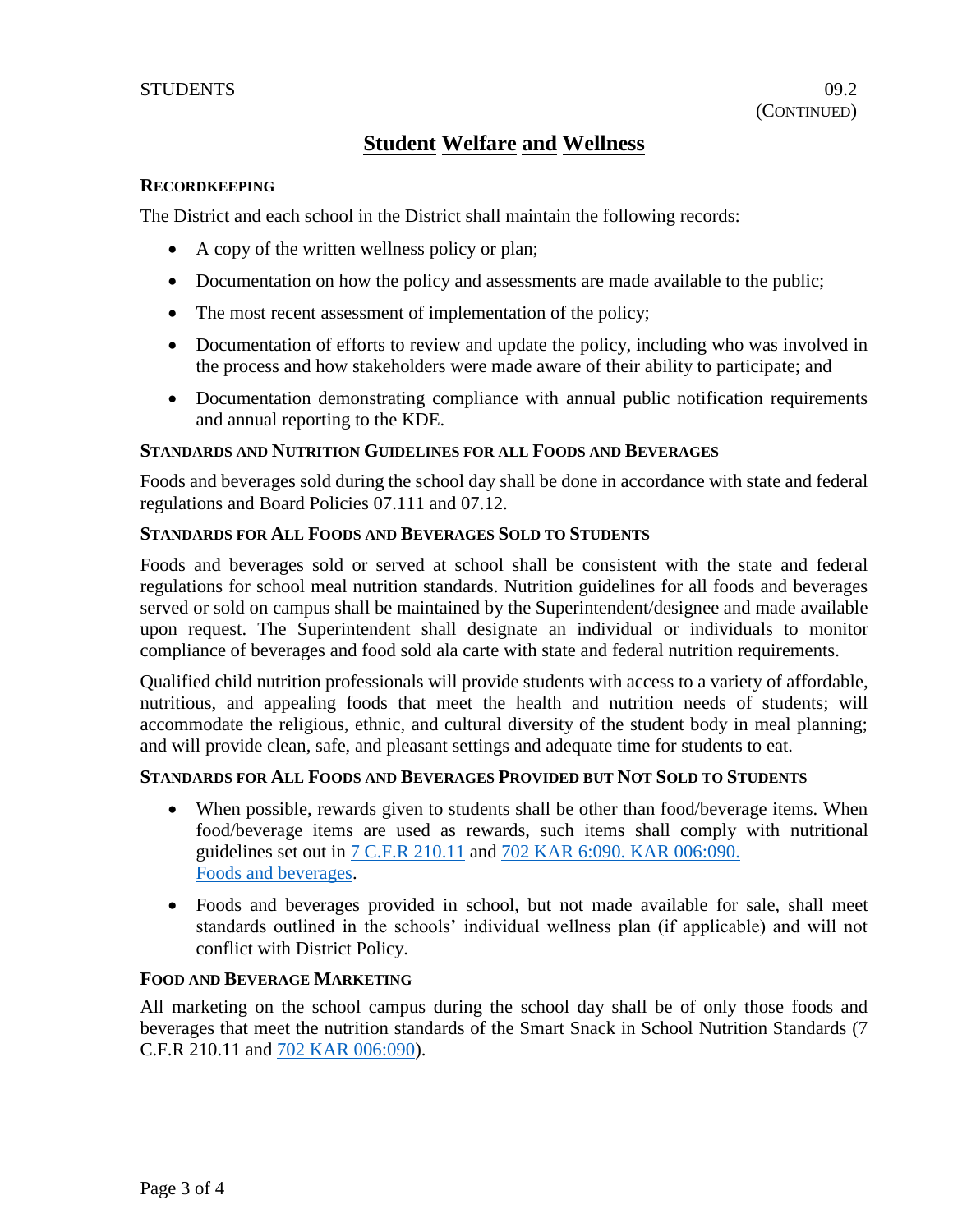## Student Welfare and Wellness

### Recordkeeping

The District and each school in the District shall maintain the following records:

- A copy of the written wellness policy or plan;
- Documentation on how the policy and assessments are made available to the public;
- The most recent assessment of implementation of the policy;
- Documentation of efforts to review and update the policy, including who was involved in the process and how stakeholders were made aware of their ability to participate; and
- Documentation demonstrating compliance with annual public notification requirements and annual reporting to the KDE.

### Standards and Nutrition Guidelines for All Foods and Beverages

Foods and beverages sold during the school day shall be done in accordance with state and federal regulations and Board Policies 07.111 and 07.12.

### Standards for All Foods and Beverages Sold to Students

Foods and beverages sold or served at school shall be consistent with the state and federal regulations for school meal nutrition standards. Nutrition guidelines for all foods and beverages served or sold on campus shall be maintained by the Superintendent/designee and made available upon request. The Superintendent shall designate an individual or individuals to monitor compliance of beverages and food sold ala carte with state and federal nutrition requirements.

Qualified child nutrition professionals will provide students with access to a variety of affordable, nutritious, and appealing foods that meet the health and nutrition needs of students; will accommodate the religious, ethnic, and cultural diversity of the student body in meal planning; and will provide clean, safe, and pleasant settings and adequate time for students to eat.

### Standards for All Foods and Beverages Provided but Not Sold to Students

- When possible, rewards given to students shall be other than food/beverage items. When food/beverage items are used as rewards, such items shall comply with nutritional guidelines set out in 7 C.F.R 210.11 and 702 KAR 6:090. KAR 006:090. Foods and beverages.
- Foods and beverages provided in school, but not made available for sale, shall meet standards outlined in the schools' individual wellness plan (if applicable) and will not conflict with District Policy.

### Food and Beverage Marketing

All marketing on the school campus during the school day shall be of only those foods and beverages that meet the nutrition standards of the Smart Snack in School Nutrition Standards (7 C.F.R 210.11 and 702 KAR 006:090).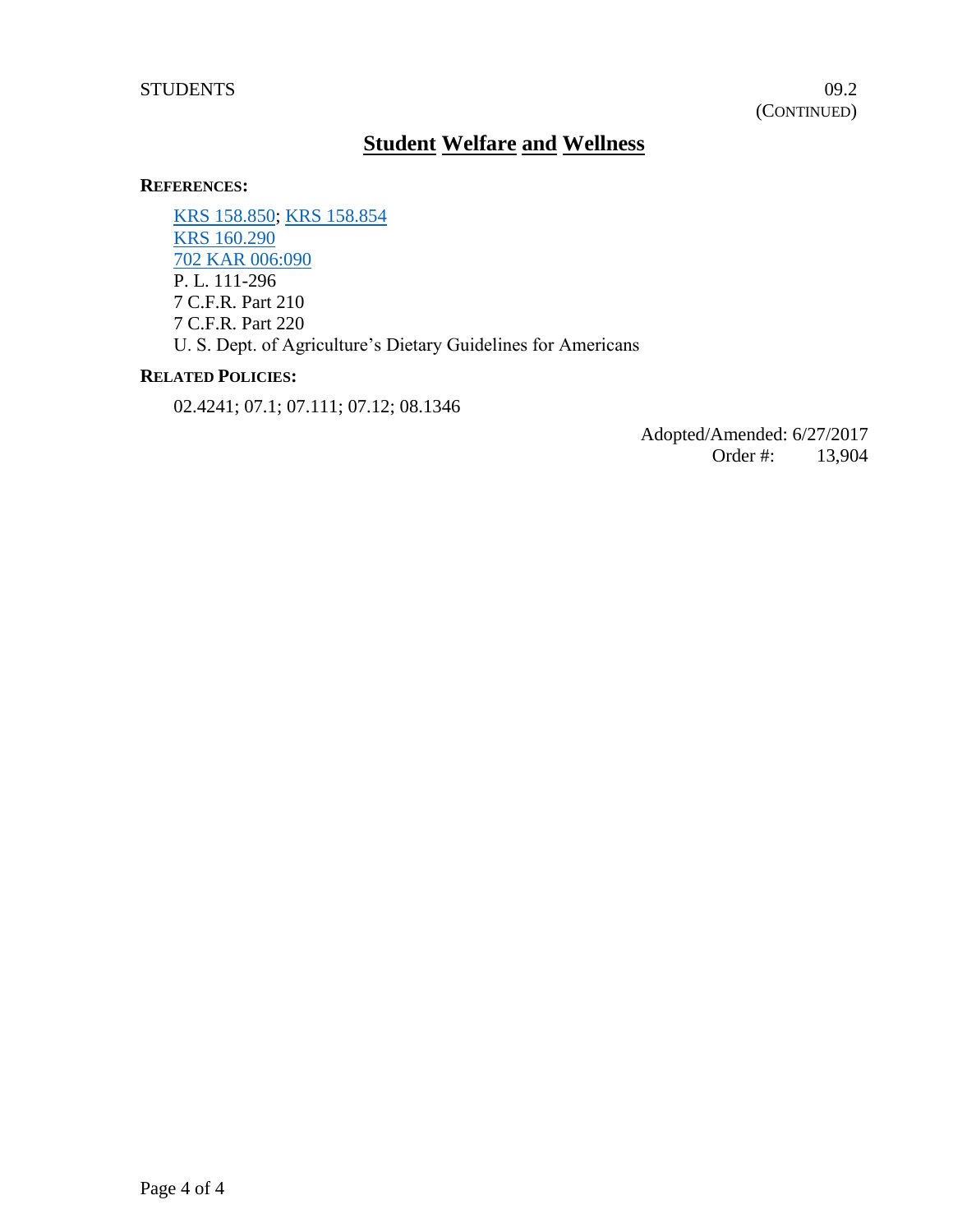# Student Welfare and Wellness

**REFERENCES:**

KRS 158.850; KRS 158.854
KRS 160.290
702 KAR 006:090
P. L. 111-296
7 C.F.R. Part 210
7 C.F.R. Part 220
U. S. Dept. of Agriculture's Dietary Guidelines for Americans

**RELATED POLICIES:**

02.4241; 07.1; 07.111; 07.12; 08.1346

Adopted/Amended: 6/27/2017
Order #: 13,904